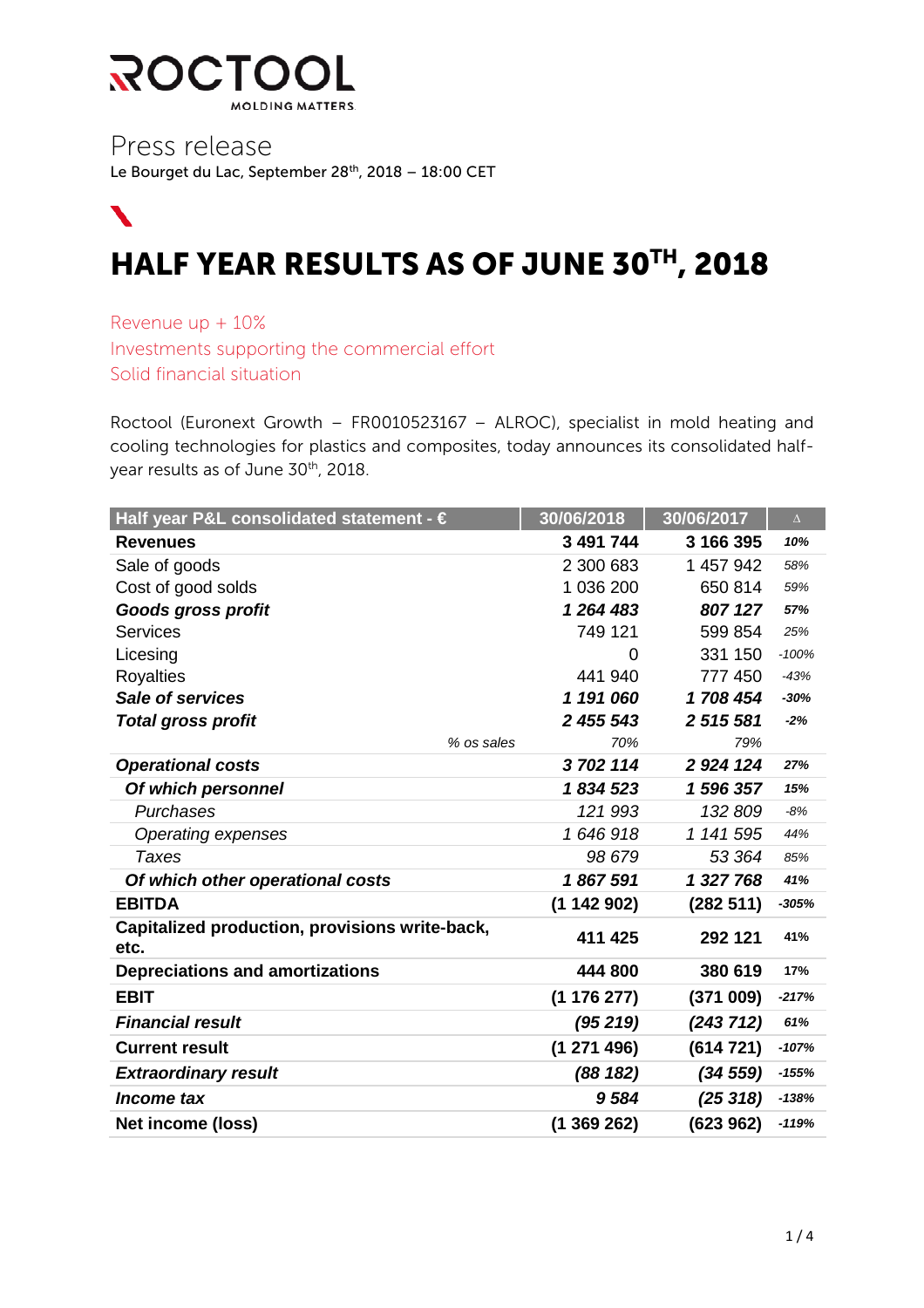ROCTOOL
MOLDING MATTERS.

Press release

Le Bourget du Lac, September 28th, 2018 – 18:00 CET

# HALF YEAR RESULTS AS OF JUNE 30TH, 2018

Revenue up + 10%

Investments supporting the commercial effort

Solid financial situation

Roctool (Euronext Growth – FR0010523167 – ALROC), specialist in mold heating and cooling technologies for plastics and composites, today announces its consolidated half-year results as of June 30th, 2018.

| Half year P&L consolidated statement - € | 30/06/2018 | 30/06/2017 | Δ |
|---|---|---|---|
| **Revenues** | **3 491 744** | **3 166 395** | **10%** |
| Sale of goods | 2 300 683 | 1 457 942 | 58% |
| Cost of good solds | 1 036 200 | 650 814 | 59% |
| ***Goods gross profit*** | ***1 264 483*** | ***807 127*** | ***57%*** |
| Services | 749 121 | 599 854 | 25% |
| Licesing | 0 | 331 150 | -100% |
| Royalties | 441 940 | 777 450 | -43% |
| ***Sale of services*** | ***1 191 060*** | ***1 708 454*** | ***-30%*** |
| ***Total gross profit*** | ***2 455 543*** | ***2 515 581*** | ***-2%*** |
| *% os sales* | *70%* | *79%* | |
| ***Operational costs*** | ***3 702 114*** | ***2 924 124*** | ***27%*** |
| ***Of which personnel*** | ***1 834 523*** | ***1 596 357*** | ***15%*** |
| *Purchases* | *121 993* | *132 809* | *-8%* |
| *Operating expenses* | *1 646 918* | *1 141 595* | *44%* |
| *Taxes* | *98 679* | *53 364* | *85%* |
| ***Of which other operational costs*** | ***1 867 591*** | ***1 327 768*** | ***41%*** |
| **EBITDA** | **(1 142 902)** | **(282 511)** | **-305%** |
| **Capitalized production, provisions write-back, etc.** | **411 425** | **292 121** | **41%** |
| **Depreciations and amortizations** | **444 800** | **380 619** | **17%** |
| **EBIT** | **(1 176 277)** | **(371 009)** | **-217%** |
| ***Financial result*** | ***(95 219)*** | ***(243 712)*** | ***61%*** |
| **Current result** | **(1 271 496)** | **(614 721)** | **-107%** |
| ***Extraordinary result*** | ***(88 182)*** | ***(34 559)*** | ***-155%*** |
| ***Income tax*** | ***9 584*** | ***(25 318)*** | ***-138%*** |
| **Net income (loss)** | **(1 369 262)** | **(623 962)** | **-119%** |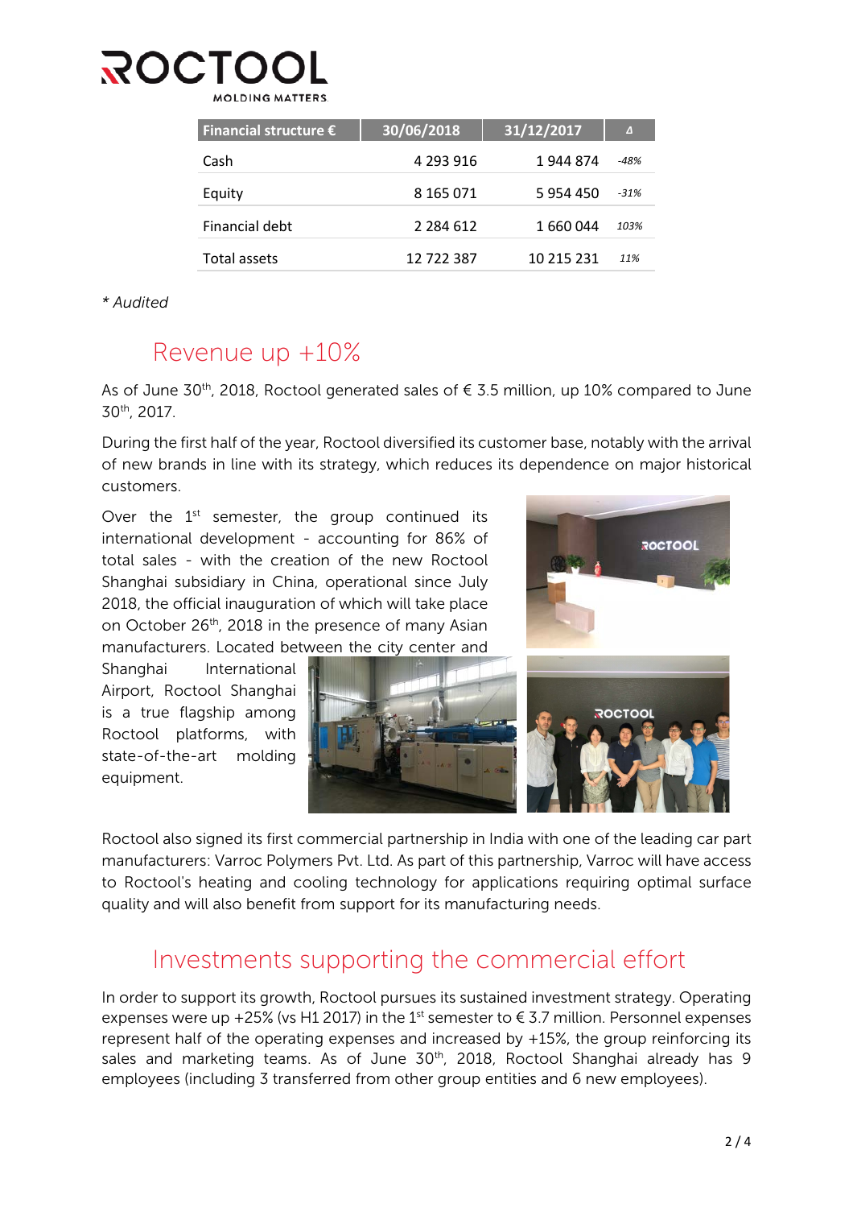| Financial structure € | 30/06/2018 | 31/12/2017 | Δ |
|---|---|---|---|
| Cash | 4 293 916 | 1 944 874 | *-48%* |
| Equity | 8 165 071 | 5 954 450 | *-31%* |
| Financial debt | 2 284 612 | 1 660 044 | *103%* |
| Total assets | 12 722 387 | 10 215 231 | *11%* |

*\* Audited*

## Revenue up +10%

As of June 30th, 2018, Roctool generated sales of € 3.5 million, up 10% compared to June 30th, 2017.

During the first half of the year, Roctool diversified its customer base, notably with the arrival of new brands in line with its strategy, which reduces its dependence on major historical customers.

Over the 1st semester, the group continued its international development - accounting for 86% of total sales - with the creation of the new Roctool Shanghai subsidiary in China, operational since July 2018, the official inauguration of which will take place on October 26th, 2018 in the presence of many Asian manufacturers. Located between the city center and Shanghai International Airport, Roctool Shanghai is a true flagship among Roctool platforms, with state-of-the-art molding equipment.

Roctool also signed its first commercial partnership in India with one of the leading car part manufacturers: Varroc Polymers Pvt. Ltd. As part of this partnership, Varroc will have access to Roctool's heating and cooling technology for applications requiring optimal surface quality and will also benefit from support for its manufacturing needs.

## Investments supporting the commercial effort

In order to support its growth, Roctool pursues its sustained investment strategy. Operating expenses were up +25% (vs H1 2017) in the 1st semester to € 3.7 million. Personnel expenses represent half of the operating expenses and increased by +15%, the group reinforcing its sales and marketing teams. As of June 30th, 2018, Roctool Shanghai already has 9 employees (including 3 transferred from other group entities and 6 new employees).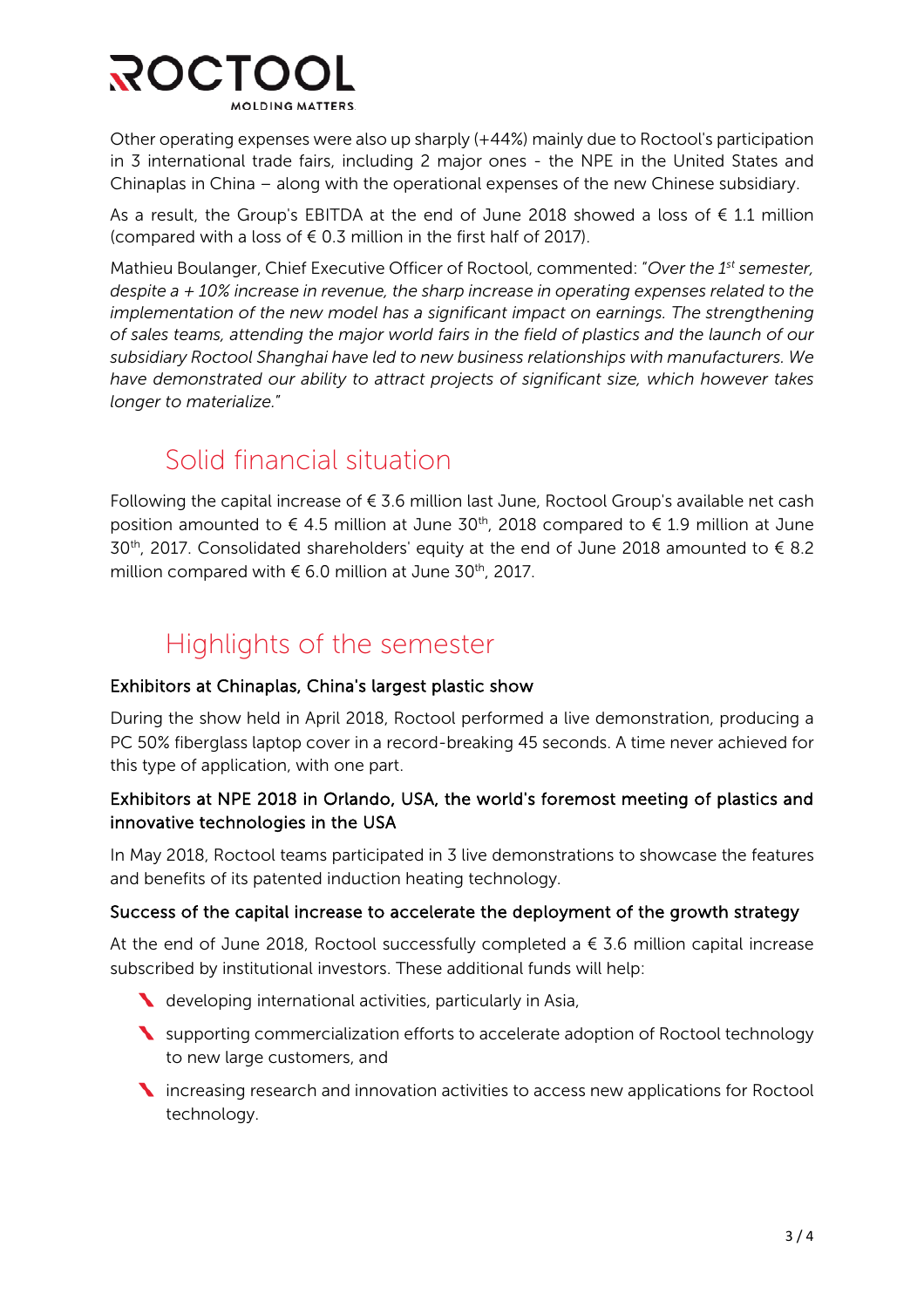Other operating expenses were also up sharply (+44%) mainly due to Roctool's participation in 3 international trade fairs, including 2 major ones - the NPE in the United States and Chinaplas in China – along with the operational expenses of the new Chinese subsidiary.

As a result, the Group's EBITDA at the end of June 2018 showed a loss of € 1.1 million (compared with a loss of € 0.3 million in the first half of 2017).

Mathieu Boulanger, Chief Executive Officer of Roctool, commented: "*Over the 1st semester, despite a + 10% increase in revenue, the sharp increase in operating expenses related to the implementation of the new model has a significant impact on earnings. The strengthening of sales teams, attending the major world fairs in the field of plastics and the launch of our subsidiary Roctool Shanghai have led to new business relationships with manufacturers. We have demonstrated our ability to attract projects of significant size, which however takes longer to materialize.*"

## Solid financial situation

Following the capital increase of € 3.6 million last June, Roctool Group's available net cash position amounted to € 4.5 million at June 30th, 2018 compared to € 1.9 million at June 30th, 2017. Consolidated shareholders' equity at the end of June 2018 amounted to € 8.2 million compared with € 6.0 million at June 30th, 2017.

## Highlights of the semester

### Exhibitors at Chinaplas, China's largest plastic show

During the show held in April 2018, Roctool performed a live demonstration, producing a PC 50% fiberglass laptop cover in a record-breaking 45 seconds. A time never achieved for this type of application, with one part.

### Exhibitors at NPE 2018 in Orlando, USA, the world's foremost meeting of plastics and innovative technologies in the USA

In May 2018, Roctool teams participated in 3 live demonstrations to showcase the features and benefits of its patented induction heating technology.

### Success of the capital increase to accelerate the deployment of the growth strategy

At the end of June 2018, Roctool successfully completed a € 3.6 million capital increase subscribed by institutional investors. These additional funds will help:

- developing international activities, particularly in Asia,
- supporting commercialization efforts to accelerate adoption of Roctool technology to new large customers, and
- increasing research and innovation activities to access new applications for Roctool technology.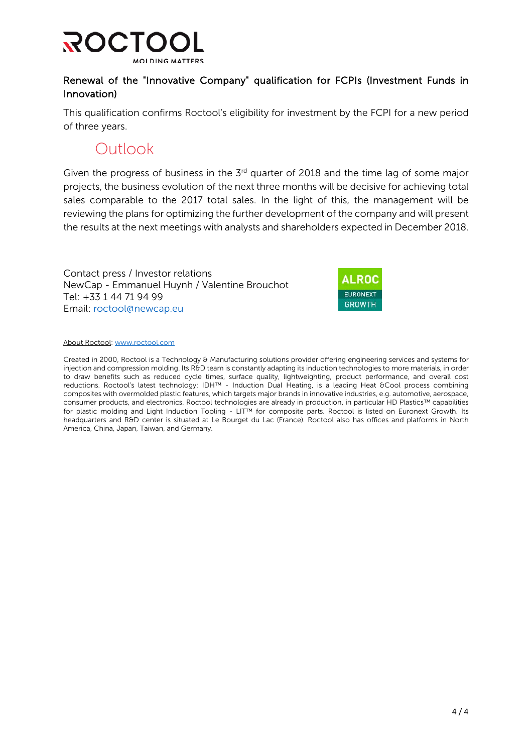### Renewal of the "Innovative Company" qualification for FCPIs (Investment Funds in Innovation)

This qualification confirms Roctool's eligibility for investment by the FCPI for a new period of three years.

## Outlook

Given the progress of business in the 3rd quarter of 2018 and the time lag of some major projects, the business evolution of the next three months will be decisive for achieving total sales comparable to the 2017 total sales. In the light of this, the management will be reviewing the plans for optimizing the further development of the company and will present the results at the next meetings with analysts and shareholders expected in December 2018.

Contact press / Investor relations
NewCap - Emmanuel Huynh / Valentine Brouchot
Tel: +33 1 44 71 94 99
Email: roctool@newcap.eu

ALROC
EURONEXT
GROWTH

About Roctool: www.roctool.com

Created in 2000, Roctool is a Technology & Manufacturing solutions provider offering engineering services and systems for injection and compression molding. Its R&D team is constantly adapting its induction technologies to more materials, in order to draw benefits such as reduced cycle times, surface quality, lightweighting, product performance, and overall cost reductions. Roctool's latest technology: IDH™ - Induction Dual Heating, is a leading Heat &Cool process combining composites with overmolded plastic features, which targets major brands in innovative industries, e.g. automotive, aerospace, consumer products, and electronics. Roctool technologies are already in production, in particular HD Plastics™ capabilities for plastic molding and Light Induction Tooling - LIT™ for composite parts. Roctool is listed on Euronext Growth. Its headquarters and R&D center is situated at Le Bourget du Lac (France). Roctool also has offices and platforms in North America, China, Japan, Taiwan, and Germany.